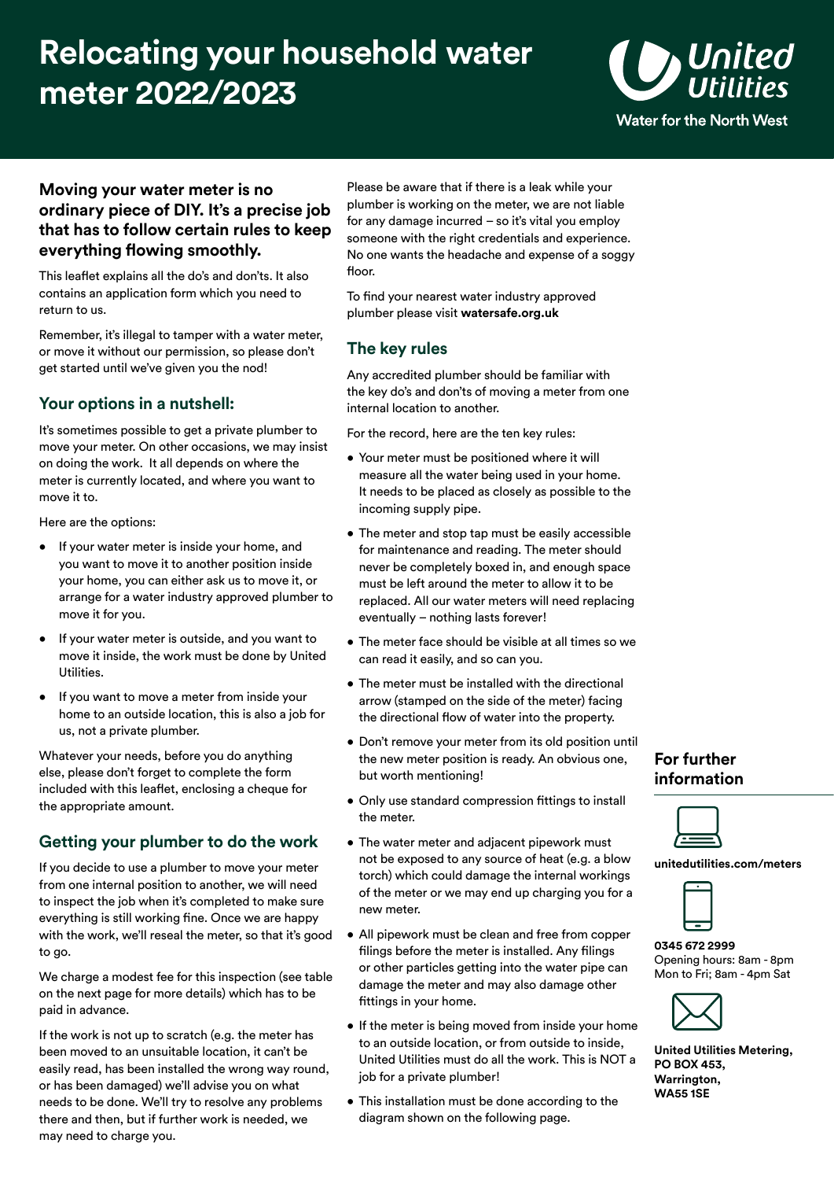# Relocating your household water meter 2022/2023

United Utilities
Water for the North West

**Moving your water meter is no ordinary piece of DIY. It's a precise job that has to follow certain rules to keep everything flowing smoothly.**

This leaflet explains all the do's and don'ts. It also contains an application form which you need to return to us.

Remember, it's illegal to tamper with a water meter, or move it without our permission, so please don't get started until we've given you the nod!

## Your options in a nutshell:

It's sometimes possible to get a private plumber to move your meter. On other occasions, we may insist on doing the work. It all depends on where the meter is currently located, and where you want to move it to.

Here are the options:

- If your water meter is inside your home, and you want to move it to another position inside your home, you can either ask us to move it, or arrange for a water industry approved plumber to move it for you.
- If your water meter is outside, and you want to move it inside, the work must be done by United Utilities.
- If you want to move a meter from inside your home to an outside location, this is also a job for us, not a private plumber.

Whatever your needs, before you do anything else, please don't forget to complete the form included with this leaflet, enclosing a cheque for the appropriate amount.

## Getting your plumber to do the work

If you decide to use a plumber to move your meter from one internal position to another, we will need to inspect the job when it's completed to make sure everything is still working fine. Once we are happy with the work, we'll reseal the meter, so that it's good to go.

We charge a modest fee for this inspection (see table on the next page for more details) which has to be paid in advance.

If the work is not up to scratch (e.g. the meter has been moved to an unsuitable location, it can't be easily read, has been installed the wrong way round, or has been damaged) we'll advise you on what needs to be done. We'll try to resolve any problems there and then, but if further work is needed, we may need to charge you.

Please be aware that if there is a leak while your plumber is working on the meter, we are not liable for any damage incurred – so it's vital you employ someone with the right credentials and experience. No one wants the headache and expense of a soggy floor.

To find your nearest water industry approved plumber please visit **watersafe.org.uk**

## The key rules

Any accredited plumber should be familiar with the key do's and don'ts of moving a meter from one internal location to another.

For the record, here are the ten key rules:

- Your meter must be positioned where it will measure all the water being used in your home. It needs to be placed as closely as possible to the incoming supply pipe.
- The meter and stop tap must be easily accessible for maintenance and reading. The meter should never be completely boxed in, and enough space must be left around the meter to allow it to be replaced. All our water meters will need replacing eventually – nothing lasts forever!
- The meter face should be visible at all times so we can read it easily, and so can you.
- The meter must be installed with the directional arrow (stamped on the side of the meter) facing the directional flow of water into the property.
- Don't remove your meter from its old position until the new meter position is ready. An obvious one, but worth mentioning!
- Only use standard compression fittings to install the meter.
- The water meter and adjacent pipework must not be exposed to any source of heat (e.g. a blow torch) which could damage the internal workings of the meter or we may end up charging you for a new meter.
- All pipework must be clean and free from copper filings before the meter is installed. Any filings or other particles getting into the water pipe can damage the meter and may also damage other fittings in your home.
- If the meter is being moved from inside your home to an outside location, or from outside to inside, United Utilities must do all the work. This is NOT a job for a private plumber!
- This installation must be done according to the diagram shown on the following page.

## For further information

**unitedutilities.com/meters**

**0345 672 2999**
Opening hours: 8am - 8pm Mon to Fri; 8am - 4pm Sat

**United Utilities Metering, PO BOX 453, Warrington, WA55 1SE**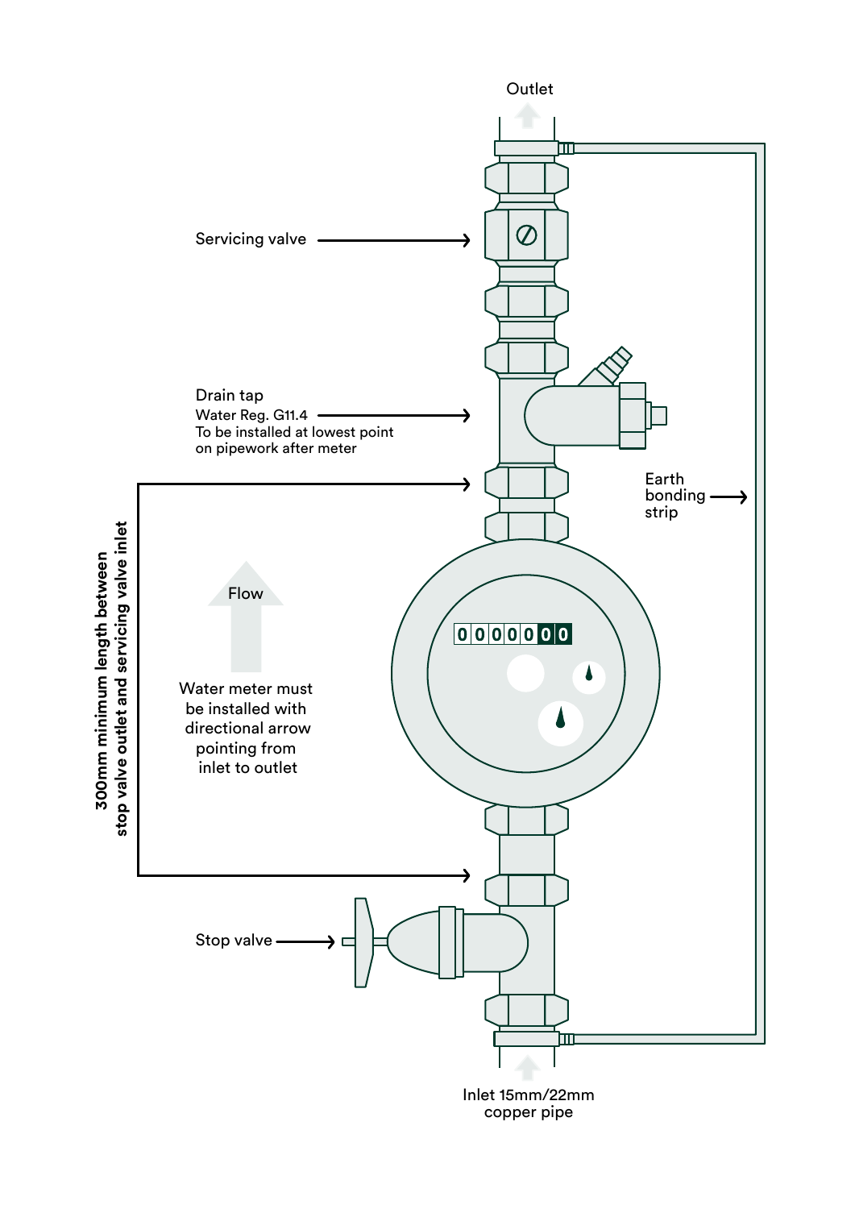Outlet

Servicing valve

Drain tap
Water Reg. G11.4
To be installed at lowest point on pipework after meter

Earth bonding strip

300mm minimum length between stop valve outlet and servicing valve inlet

Flow

Water meter must be installed with directional arrow pointing from inlet to outlet

0000000

Stop valve

Inlet 15mm/22mm copper pipe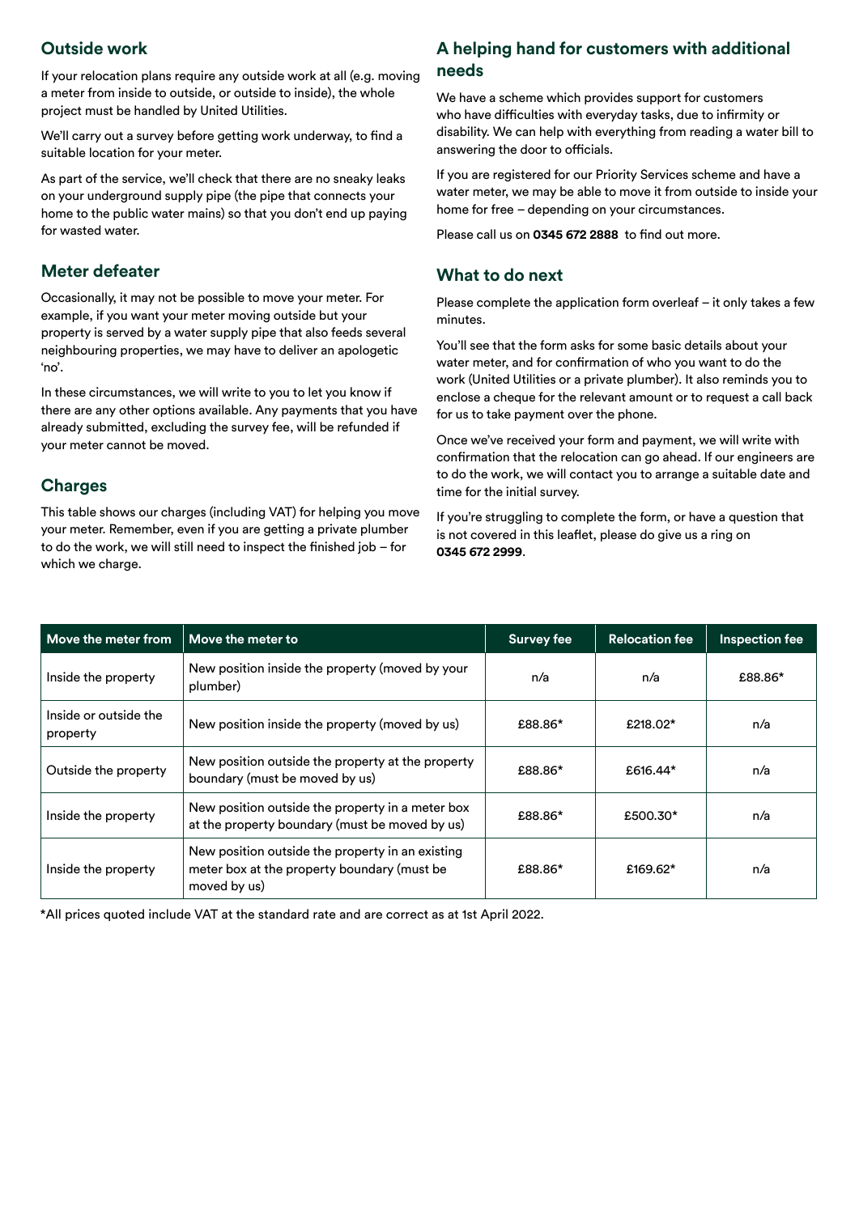## Outside work

If your relocation plans require any outside work at all (e.g. moving a meter from inside to outside, or outside to inside), the whole project must be handled by United Utilities.

We'll carry out a survey before getting work underway, to find a suitable location for your meter.

As part of the service, we'll check that there are no sneaky leaks on your underground supply pipe (the pipe that connects your home to the public water mains) so that you don't end up paying for wasted water.

## Meter defeater

Occasionally, it may not be possible to move your meter. For example, if you want your meter moving outside but your property is served by a water supply pipe that also feeds several neighbouring properties, we may have to deliver an apologetic 'no'.

In these circumstances, we will write to you to let you know if there are any other options available. Any payments that you have already submitted, excluding the survey fee, will be refunded if your meter cannot be moved.

## Charges

This table shows our charges (including VAT) for helping you move your meter. Remember, even if you are getting a private plumber to do the work, we will still need to inspect the finished job – for which we charge.

## A helping hand for customers with additional needs

We have a scheme which provides support for customers who have difficulties with everyday tasks, due to infirmity or disability. We can help with everything from reading a water bill to answering the door to officials.

If you are registered for our Priority Services scheme and have a water meter, we may be able to move it from outside to inside your home for free – depending on your circumstances.

Please call us on **0345 672 2888** to find out more.

## What to do next

Please complete the application form overleaf – it only takes a few minutes.

You'll see that the form asks for some basic details about your water meter, and for confirmation of who you want to do the work (United Utilities or a private plumber). It also reminds you to enclose a cheque for the relevant amount or to request a call back for us to take payment over the phone.

Once we've received your form and payment, we will write with confirmation that the relocation can go ahead. If our engineers are to do the work, we will contact you to arrange a suitable date and time for the initial survey.

If you're struggling to complete the form, or have a question that is not covered in this leaflet, please do give us a ring on **0345 672 2999**.

| Move the meter from | Move the meter to | Survey fee | Relocation fee | Inspection fee |
|---|---|---|---|---|
| Inside the property | New position inside the property (moved by your plumber) | n/a | n/a | £88.86* |
| Inside or outside the property | New position inside the property (moved by us) | £88.86* | £218.02* | n/a |
| Outside the property | New position outside the property at the property boundary (must be moved by us) | £88.86* | £616.44* | n/a |
| Inside the property | New position outside the property in a meter box at the property boundary (must be moved by us) | £88.86* | £500.30* | n/a |
| Inside the property | New position outside the property in an existing meter box at the property boundary (must be moved by us) | £88.86* | £169.62* | n/a |

*All prices quoted include VAT at the standard rate and are correct as at 1st April 2022.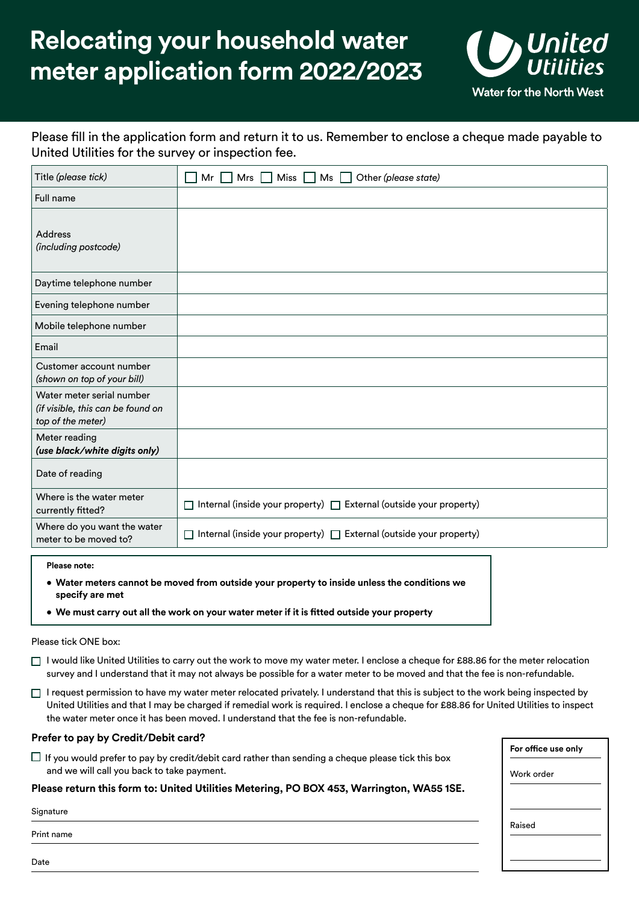# Relocating your household water meter application form 2022/2023

United Utilities
Water for the North West

Please fill in the application form and return it to us. Remember to enclose a cheque made payable to United Utilities for the survey or inspection fee.

| | |
|---|---|
| Title *(please tick)* | ☐ Mr ☐ Mrs ☐ Miss ☐ Ms ☐ Other *(please state)* |
| Full name | |
| Address *(including postcode)* | |
| Daytime telephone number | |
| Evening telephone number | |
| Mobile telephone number | |
| Email | |
| Customer account number *(shown on top of your bill)* | |
| Water meter serial number *(if visible, this can be found on top of the meter)* | |
| Meter reading ***(use black/white digits only)*** | |
| Date of reading | |
| Where is the water meter currently fitted? | ☐ Internal (inside your property) ☐ External (outside your property) |
| Where do you want the water meter to be moved to? | ☐ Internal (inside your property) ☐ External (outside your property) |

**Please note:**

- **Water meters cannot be moved from outside your property to inside unless the conditions we specify are met**
- **We must carry out all the work on your water meter if it is fitted outside your property**

Please tick ONE box:

☐ I would like United Utilities to carry out the work to move my water meter. I enclose a cheque for £88.86 for the meter relocation survey and I understand that it may not always be possible for a water meter to be moved and that the fee is non-refundable.

☐ I request permission to have my water meter relocated privately. I understand that this is subject to the work being inspected by United Utilities and that I may be charged if remedial work is required. I enclose a cheque for £88.86 for United Utilities to inspect the water meter once it has been moved. I understand that the fee is non-refundable.

**Prefer to pay by Credit/Debit card?**

☐ If you would prefer to pay by credit/debit card rather than sending a cheque please tick this box and we will call you back to take payment.

**Please return this form to: United Utilities Metering, PO BOX 453, Warrington, WA55 1SE.**

Signature

Print name

Date

| **For office use only** |
|---|
| Work order |
| |
| Raised |
| |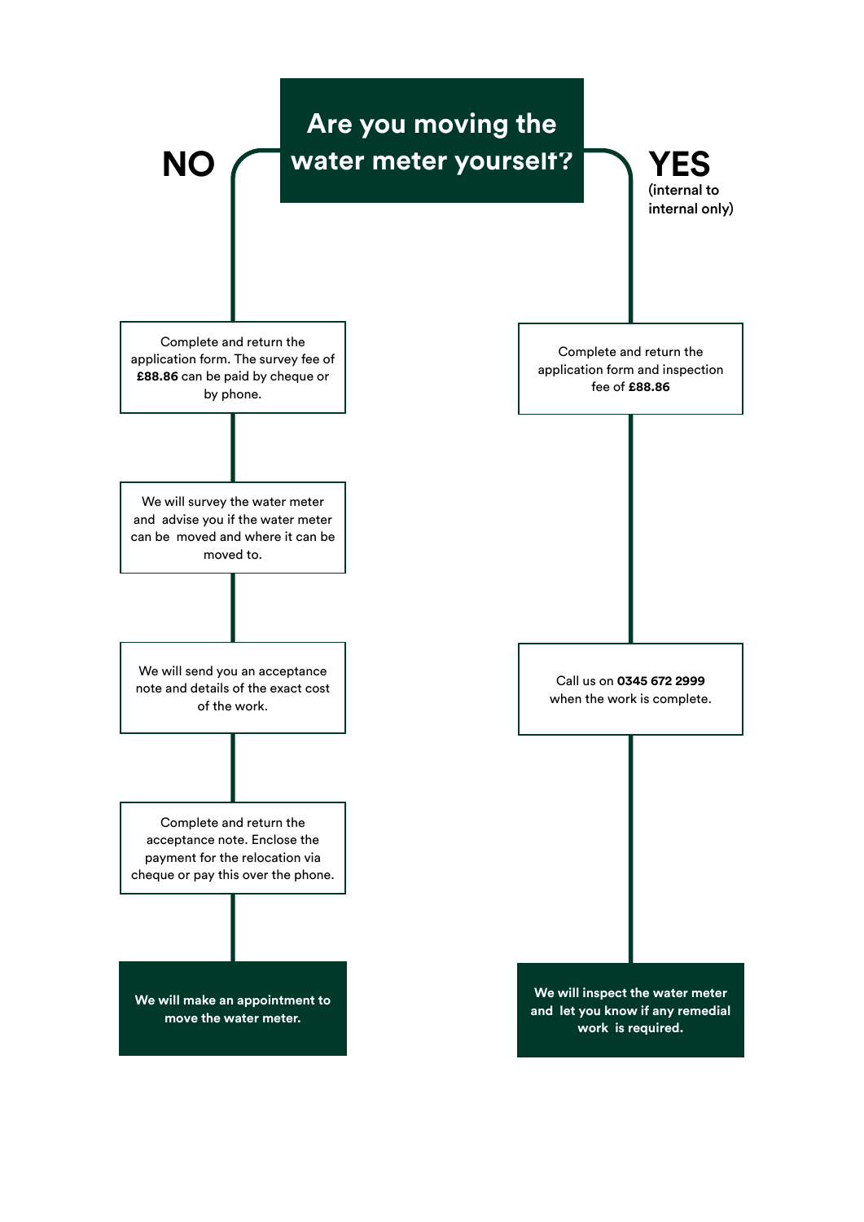# Are you moving the water meter yourself?

## NO

Complete and return the application form. The survey fee of **£88.86** can be paid by cheque or by phone.

We will survey the water meter and advise you if the water meter can be moved and where it can be moved to.

We will send you an acceptance note and details of the exact cost of the work.

Complete and return the acceptance note. Enclose the payment for the relocation via cheque or pay this over the phone.

**We will make an appointment to move the water meter.**

## YES

(internal to internal only)

Complete and return the application form and inspection fee of **£88.86**

Call us on **0345 672 2999** when the work is complete.

**We will inspect the water meter and let you know if any remedial work is required.**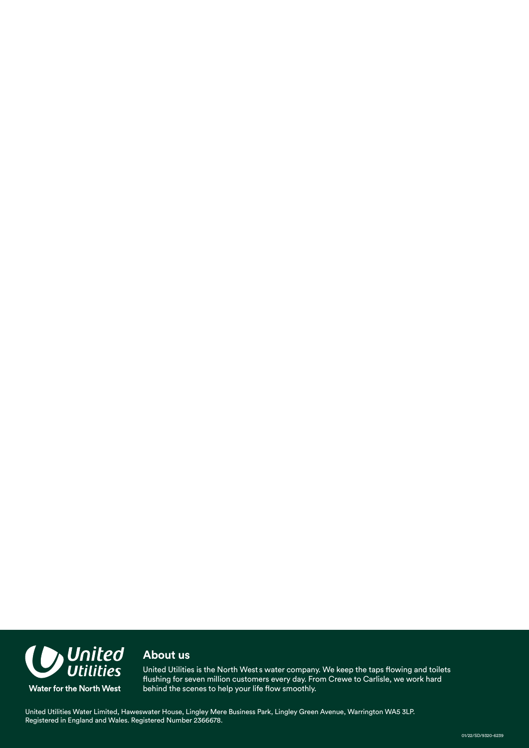United Utilities

Water for the North West

## About us

United Utilities is the North West s water company. We keep the taps flowing and toilets flushing for seven million customers every day. From Crewe to Carlisle, we work hard behind the scenes to help your life flow smoothly.

United Utilities Water Limited, Haweswater House, Lingley Mere Business Park, Lingley Green Avenue, Warrington WA5 3LP.
Registered in England and Wales. Registered Number 2366678.

01/22/SD/9320-6239